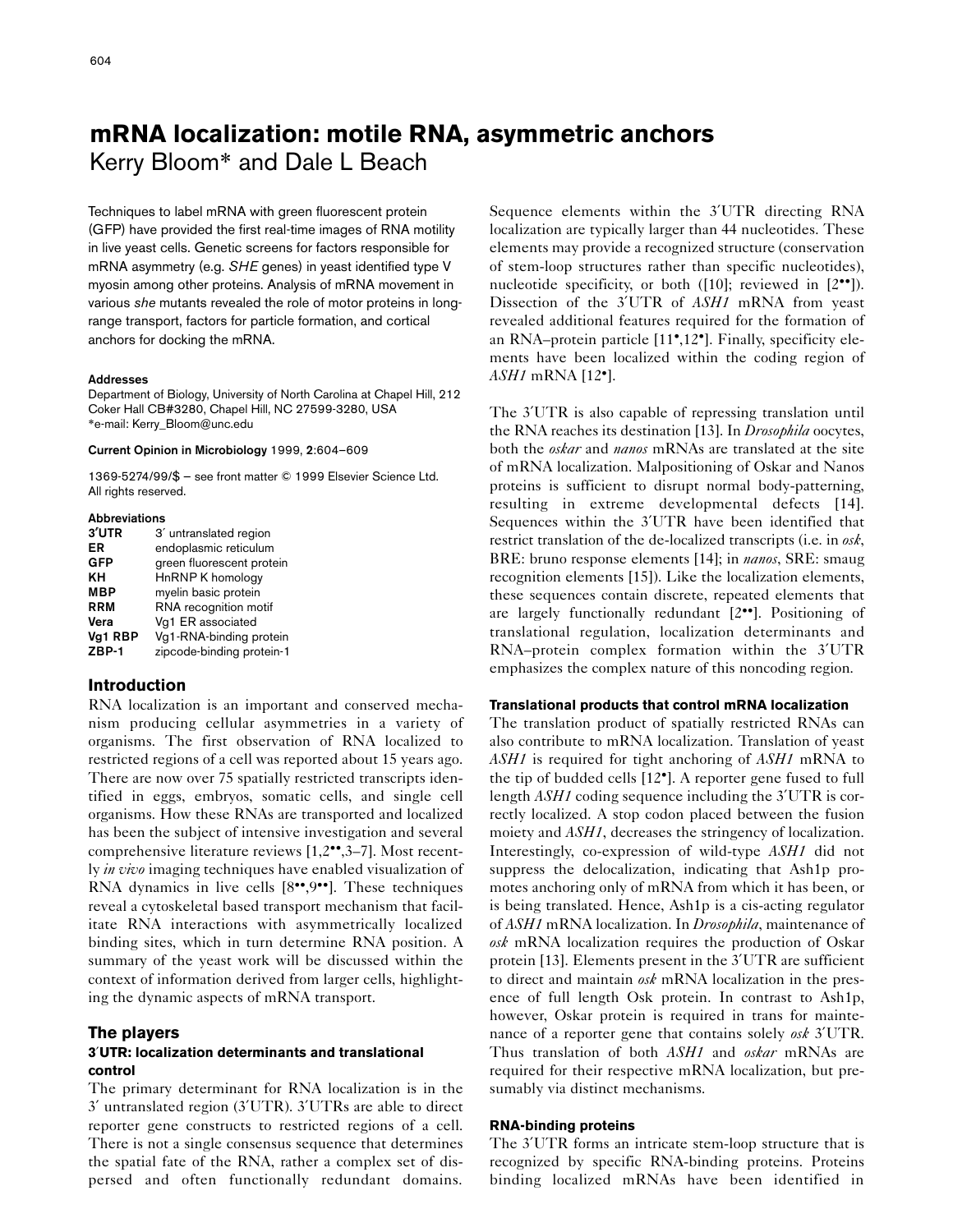# mRNA localization: motile RNA, asymmetric anchors

Kerry Bloom* and Dale L Beach

Techniques to label mRNA with green fluorescent protein (GFP) have provided the first real-time images of RNA motility in live yeast cells. Genetic screens for factors responsible for mRNA asymmetry (e.g. *SHE* genes) in yeast identified type V myosin among other proteins. Analysis of mRNA movement in various *she* mutants revealed the role of motor proteins in long-range transport, factors for particle formation, and cortical anchors for docking the mRNA.

#### Addresses

Department of Biology, University of North Carolina at Chapel Hill, 212 Coker Hall CB#3280, Chapel Hill, NC 27599-3280, USA
*e-mail: Kerry_Bloom@unc.edu

**Current Opinion in Microbiology** 1999, **2**:604–609

1369-5274/99/$ — see front matter © 1999 Elsevier Science Ltd. All rights reserved.

#### Abbreviations

| | |
|---|---|
| **3′UTR** | 3′ untranslated region |
| **ER** | endoplasmic reticulum |
| **GFP** | green fluorescent protein |
| **KH** | HnRNP K homology |
| **MBP** | myelin basic protein |
| **RRM** | RNA recognition motif |
| **Vera** | Vg1 ER associated |
| **Vg1 RBP** | Vg1-RNA-binding protein |
| **ZBP-1** | zipcode-binding protein-1 |

## Introduction

RNA localization is an important and conserved mechanism producing cellular asymmetries in a variety of organisms. The first observation of RNA localized to restricted regions of a cell was reported about 15 years ago. There are now over 75 spatially restricted transcripts identified in eggs, embryos, somatic cells, and single cell organisms. How these RNAs are transported and localized has been the subject of intensive investigation and several comprehensive literature reviews [1,2••,3–7]. Most recently *in vivo* imaging techniques have enabled visualization of RNA dynamics in live cells [8••,9••]. These techniques reveal a cytoskeletal based transport mechanism that facilitate RNA interactions with asymmetrically localized binding sites, which in turn determine RNA position. A summary of the yeast work will be discussed within the context of information derived from larger cells, highlighting the dynamic aspects of mRNA transport.

## The players

### 3′UTR: localization determinants and translational control

The primary determinant for RNA localization is in the 3′ untranslated region (3′UTR). 3′UTRs are able to direct reporter gene constructs to restricted regions of a cell. There is not a single consensus sequence that determines the spatial fate of the RNA, rather a complex set of dispersed and often functionally redundant domains. Sequence elements within the 3′UTR directing RNA localization are typically larger than 44 nucleotides. These elements may provide a recognized structure (conservation of stem-loop structures rather than specific nucleotides), nucleotide specificity, or both ([10]; reviewed in [2••]). Dissection of the 3′UTR of *ASH1* mRNA from yeast revealed additional features required for the formation of an RNA–protein particle [11•,12•]. Finally, specificity elements have been localized within the coding region of *ASH1* mRNA [12•].

The 3′UTR is also capable of repressing translation until the RNA reaches its destination [13]. In *Drosophila* oocytes, both the *oskar* and *nanos* mRNAs are translated at the site of mRNA localization. Malpositioning of Oskar and Nanos proteins is sufficient to disrupt normal body-patterning, resulting in extreme developmental defects [14]. Sequences within the 3′UTR have been identified that restrict translation of the de-localized transcripts (i.e. in *osk*, BRE: bruno response elements [14]; in *nanos*, SRE: smaug recognition elements [15]). Like the localization elements, these sequences contain discrete, repeated elements that are largely functionally redundant [2••]. Positioning of translational regulation, localization determinants and RNA–protein complex formation within the 3′UTR emphasizes the complex nature of this noncoding region.

#### Translational products that control mRNA localization

The translation product of spatially restricted RNAs can also contribute to mRNA localization. Translation of yeast *ASH1* is required for tight anchoring of *ASH1* mRNA to the tip of budded cells [12•]. A reporter gene fused to full length *ASH1* coding sequence including the 3′UTR is correctly localized. A stop codon placed between the fusion moiety and *ASH1*, decreases the stringency of localization. Interestingly, co-expression of wild-type *ASH1* did not suppress the delocalization, indicating that Ash1p promotes anchoring only of mRNA from which it has been, or is being translated. Hence, Ash1p is a cis-acting regulator of *ASH1* mRNA localization. In *Drosophila*, maintenance of *osk* mRNA localization requires the production of Oskar protein [13]. Elements present in the 3′UTR are sufficient to direct and maintain *osk* mRNA localization in the presence of full length Osk protein. In contrast to Ash1p, however, Oskar protein is required in trans for maintenance of a reporter gene that contains solely *osk* 3′UTR. Thus translation of both *ASH1* and *oskar* mRNAs are required for their respective mRNA localization, but presumably via distinct mechanisms.

#### RNA-binding proteins

The 3′UTR forms an intricate stem-loop structure that is recognized by specific RNA-binding proteins. Proteins binding localized mRNAs have been identified in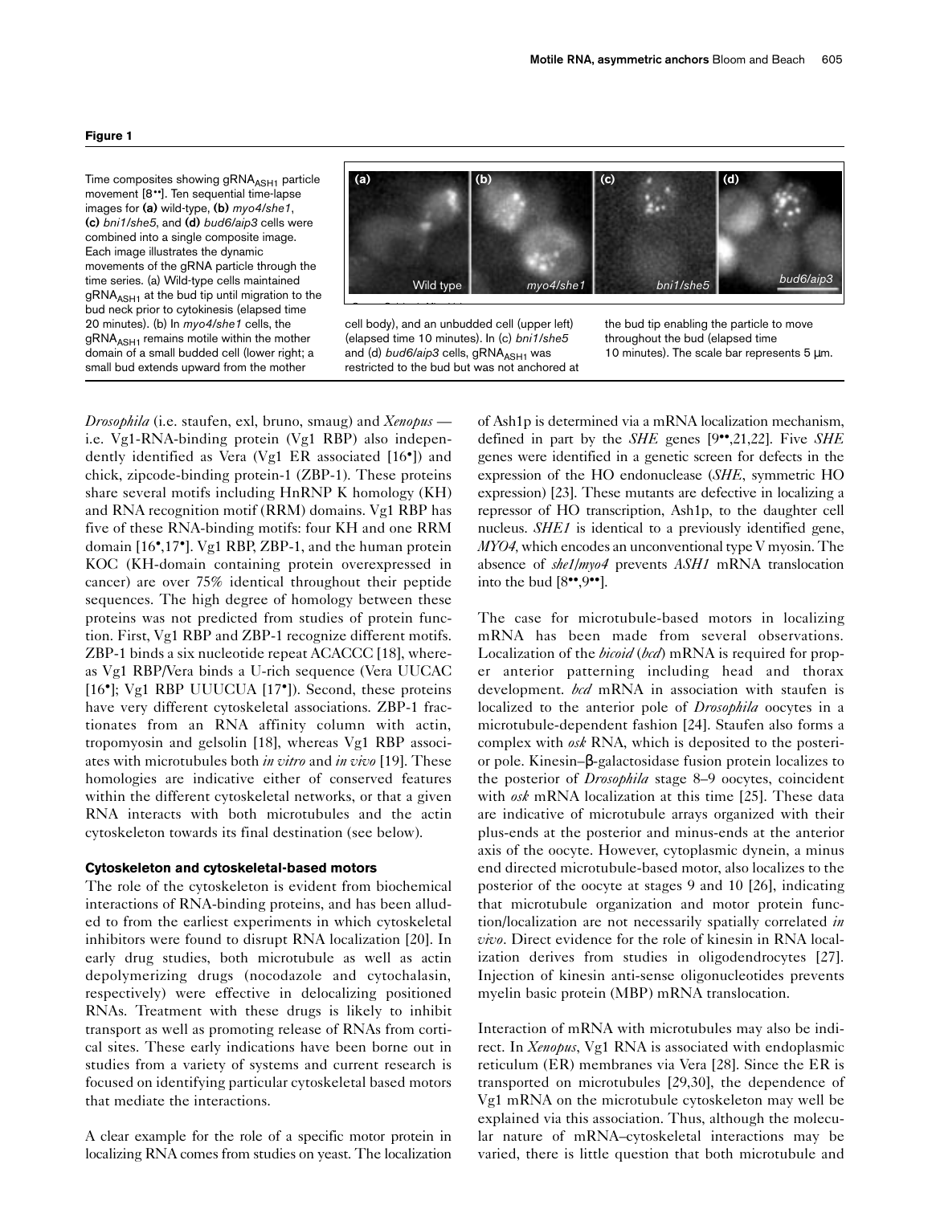**Figure 1**

Time composites showing $gRNA_{ASH1}$ particle movement [8••]. Ten sequential time-lapse images for **(a)** wild-type, **(b)** *myo4/she1*, **(c)** *bni1/she5*, and **(d)** *bud6/aip3* cells were combined into a single composite image. Each image illustrates the dynamic movements of the gRNA particle through the time series. (a) Wild-type cells maintained $gRNA_{ASH1}$ at the bud tip until migration to the bud neck prior to cytokinesis (elapsed time 20 minutes). (b) In *myo4/she1* cells, the $gRNA_{ASH1}$ remains motile within the mother domain of a small budded cell (lower right; a small bud extends upward from the mother cell body), and an unbudded cell (upper left) (elapsed time 10 minutes). In (c) *bni1/she5* and (d) *bud6/aip3* cells, $gRNA_{ASH1}$ was restricted to the bud but was not anchored at the bud tip enabling the particle to move throughout the bud (elapsed time 10 minutes). The scale bar represents 5 μm.

*Drosophila* (i.e. staufen, exl, bruno, smaug) and *Xenopus* — i.e. Vg1-RNA-binding protein (Vg1 RBP) also independently identified as Vera (Vg1 ER associated [16•]) and chick, zipcode-binding protein-1 (ZBP-1). These proteins share several motifs including HnRNP K homology (KH) and RNA recognition motif (RRM) domains. Vg1 RBP has five of these RNA-binding motifs: four KH and one RRM domain [16•,17•]. Vg1 RBP, ZBP-1, and the human protein KOC (KH-domain containing protein overexpressed in cancer) are over 75% identical throughout their peptide sequences. The high degree of homology between these proteins was not predicted from studies of protein function. First, Vg1 RBP and ZBP-1 recognize different motifs. ZBP-1 binds a six nucleotide repeat ACACCC [18], whereas Vg1 RBP/Vera binds a U-rich sequence (Vera UUCAC [16•]; Vg1 RBP UUUCUA [17•]). Second, these proteins have very different cytoskeletal associations. ZBP-1 fractionates from an RNA affinity column with actin, tropomyosin and gelsolin [18], whereas Vg1 RBP associates with microtubules both *in vitro* and *in vivo* [19]. These homologies are indicative either of conserved features within the different cytoskeletal networks, or that a given RNA interacts with both microtubules and the actin cytoskeleton towards its final destination (see below).

### Cytoskeleton and cytoskeletal-based motors

The role of the cytoskeleton is evident from biochemical interactions of RNA-binding proteins, and has been alluded to from the earliest experiments in which cytoskeletal inhibitors were found to disrupt RNA localization [20]. In early drug studies, both microtubule as well as actin depolymerizing drugs (nocodazole and cytochalasin, respectively) were effective in delocalizing positioned RNAs. Treatment with these drugs is likely to inhibit transport as well as promoting release of RNAs from cortical sites. These early indications have been borne out in studies from a variety of systems and current research is focused on identifying particular cytoskeletal based motors that mediate the interactions.

A clear example for the role of a specific motor protein in localizing RNA comes from studies on yeast. The localization of Ash1p is determined via a mRNA localization mechanism, defined in part by the *SHE* genes [9••,21,22]. Five *SHE* genes were identified in a genetic screen for defects in the expression of the HO endonuclease (*SHE*, symmetric HO expression) [23]. These mutants are defective in localizing a repressor of HO transcription, Ash1p, to the daughter cell nucleus. *SHE1* is identical to a previously identified gene, *MYO4*, which encodes an unconventional type V myosin. The absence of *she1/myo4* prevents *ASH1* mRNA translocation into the bud [8••,9••].

The case for microtubule-based motors in localizing mRNA has been made from several observations. Localization of the *bicoid* (*bcd*) mRNA is required for proper anterior patterning including head and thorax development. *bcd* mRNA in association with staufen is localized to the anterior pole of *Drosophila* oocytes in a microtubule-dependent fashion [24]. Staufen also forms a complex with *osk* RNA, which is deposited to the posterior pole. Kinesin–β-galactosidase fusion protein localizes to the posterior of *Drosophila* stage 8–9 oocytes, coincident with *osk* mRNA localization at this time [25]. These data are indicative of microtubule arrays organized with their plus-ends at the posterior and minus-ends at the anterior axis of the oocyte. However, cytoplasmic dynein, a minus end directed microtubule-based motor, also localizes to the posterior of the oocyte at stages 9 and 10 [26], indicating that microtubule organization and motor protein function/localization are not necessarily spatially correlated *in vivo*. Direct evidence for the role of kinesin in RNA localization derives from studies in oligodendrocytes [27]. Injection of kinesin anti-sense oligonucleotides prevents myelin basic protein (MBP) mRNA translocation.

Interaction of mRNA with microtubules may also be indirect. In *Xenopus*, Vg1 RNA is associated with endoplasmic reticulum (ER) membranes via Vera [28]. Since the ER is transported on microtubules [29,30], the dependence of Vg1 mRNA on the microtubule cytoskeleton may well be explained via this association. Thus, although the molecular nature of mRNA–cytoskeletal interactions may be varied, there is little question that both microtubule and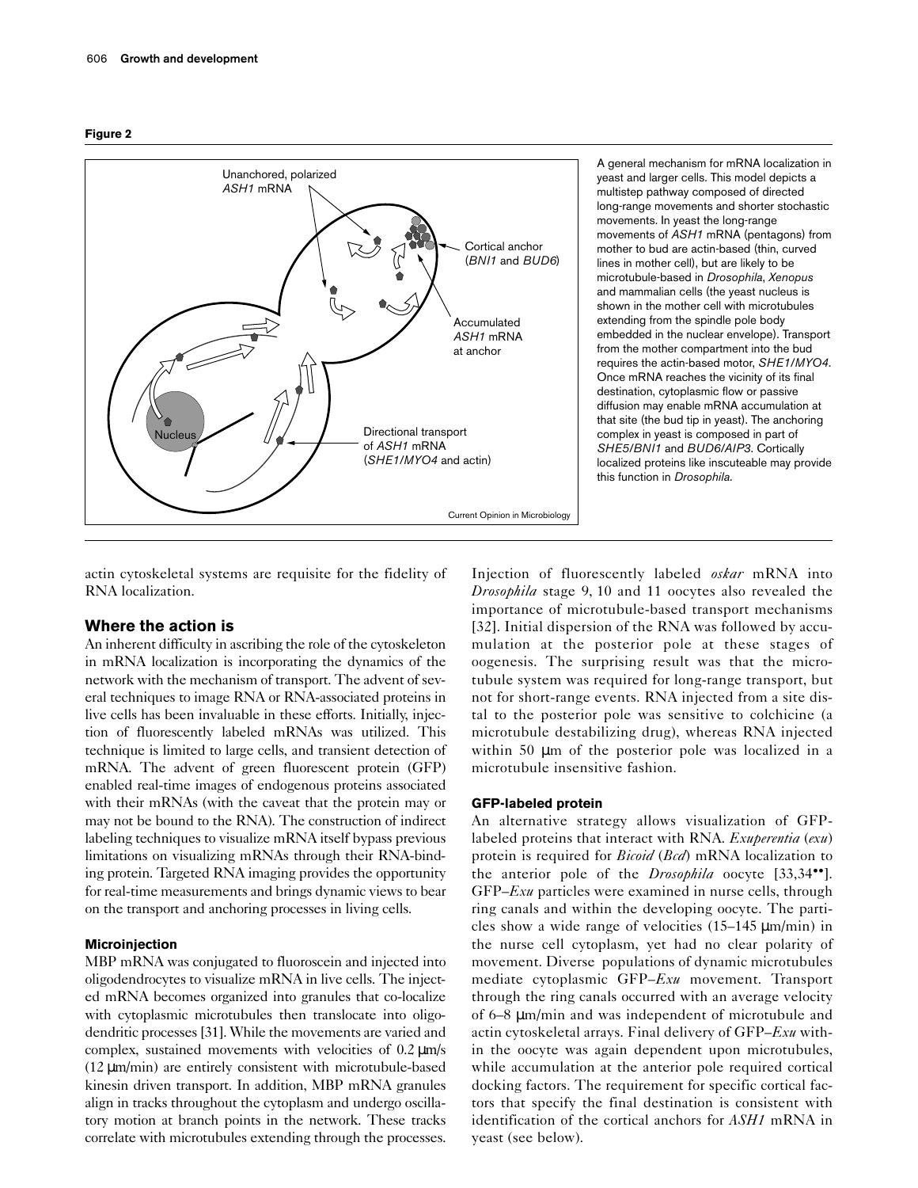**Figure 2**

A general mechanism for mRNA localization in yeast and larger cells. This model depicts a multistep pathway composed of directed long-range movements and shorter stochastic movements. In yeast the long-range movements of *ASH1* mRNA (pentagons) from mother to bud are actin-based (thin, curved lines in mother cell), but are likely to be microtubule-based in *Drosophila*, *Xenopus* and mammalian cells (the yeast nucleus is shown in the mother cell with microtubules extending from the spindle pole body embedded in the nuclear envelope). Transport from the mother compartment into the bud requires the actin-based motor, *SHE1/MYO4*. Once mRNA reaches the vicinity of its final destination, cytoplasmic flow or passive diffusion may enable mRNA accumulation at that site (the bud tip in yeast). The anchoring complex in yeast is composed in part of *SHE5/BNI1* and *BUD6/AIP3*. Cortically localized proteins like inscuteable may provide this function in *Drosophila*.

actin cytoskeletal systems are requisite for the fidelity of RNA localization.

## Where the action is

An inherent difficulty in ascribing the role of the cytoskeleton in mRNA localization is incorporating the dynamics of the network with the mechanism of transport. The advent of several techniques to image RNA or RNA-associated proteins in live cells has been invaluable in these efforts. Initially, injection of fluorescently labeled mRNAs was utilized. This technique is limited to large cells, and transient detection of mRNA. The advent of green fluorescent protein (GFP) enabled real-time images of endogenous proteins associated with their mRNAs (with the caveat that the protein may or may not be bound to the RNA). The construction of indirect labeling techniques to visualize mRNA itself bypass previous limitations on visualizing mRNAs through their RNA-binding protein. Targeted RNA imaging provides the opportunity for real-time measurements and brings dynamic views to bear on the transport and anchoring processes in living cells.

### Microinjection

MBP mRNA was conjugated to fluoroscein and injected into oligodendrocytes to visualize mRNA in live cells. The injected mRNA becomes organized into granules that co-localize with cytoplasmic microtubules then translocate into oligodendritic processes [31]. While the movements are varied and complex, sustained movements with velocities of 0.2 μm/s (12 μm/min) are entirely consistent with microtubule-based kinesin driven transport. In addition, MBP mRNA granules align in tracks throughout the cytoplasm and undergo oscillatory motion at branch points in the network. These tracks correlate with microtubules extending through the processes.

Injection of fluorescently labeled *oskar* mRNA into *Drosophila* stage 9, 10 and 11 oocytes also revealed the importance of microtubule-based transport mechanisms [32]. Initial dispersion of the RNA was followed by accumulation at the posterior pole at these stages of oogenesis. The surprising result was that the microtubule system was required for long-range transport, but not for short-range events. RNA injected from a site distal to the posterior pole was sensitive to colchicine (a microtubule destabilizing drug), whereas RNA injected within 50 μm of the posterior pole was localized in a microtubule insensitive fashion.

### GFP-labeled protein

An alternative strategy allows visualization of GFP-labeled proteins that interact with RNA. *Exuperentia* (*exu*) protein is required for *Bicoid* (*Bcd*) mRNA localization to the anterior pole of the *Drosophila* oocyte [33,34••]. GFP–*Exu* particles were examined in nurse cells, through ring canals and within the developing oocyte. The particles show a wide range of velocities (15–145 μm/min) in the nurse cell cytoplasm, yet had no clear polarity of movement. Diverse populations of dynamic microtubules mediate cytoplasmic GFP–*Exu* movement. Transport through the ring canals occurred with an average velocity of 6–8 μm/min and was independent of microtubule and actin cytoskeletal arrays. Final delivery of GFP–*Exu* within the oocyte was again dependent upon microtubules, while accumulation at the anterior pole required cortical docking factors. The requirement for specific cortical factors that specify the final destination is consistent with identification of the cortical anchors for *ASH1* mRNA in yeast (see below).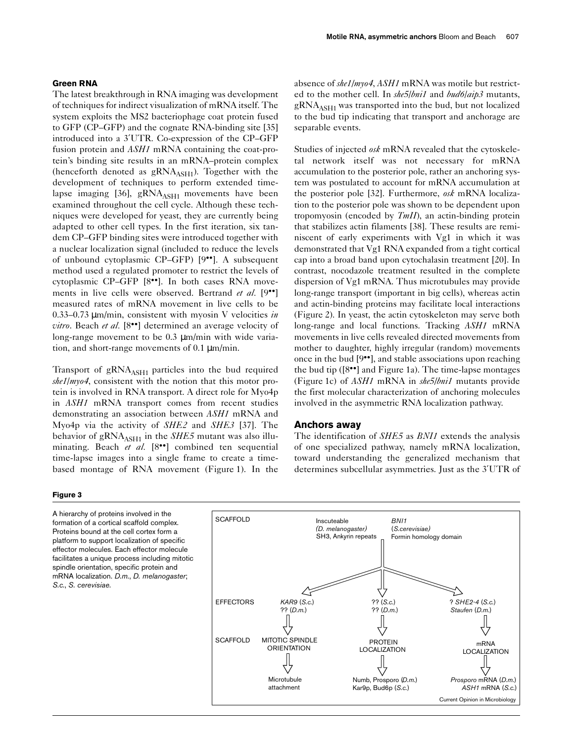## Green RNA

The latest breakthrough in RNA imaging was development of techniques for indirect visualization of mRNA itself. The system exploits the MS2 bacteriophage coat protein fused to GFP (CP–GFP) and the cognate RNA-binding site [35] introduced into a 3′UTR. Co-expression of the CP–GFP fusion protein and *ASH1* mRNA containing the coat-protein's binding site results in an mRNA–protein complex (henceforth denoted as $gRNA_{ASH1}$). Together with the development of techniques to perform extended time-lapse imaging [36], $gRNA_{ASH1}$ movements have been examined throughout the cell cycle. Although these techniques were developed for yeast, they are currently being adapted to other cell types. In the first iteration, six tandem CP–GFP binding sites were introduced together with a nuclear localization signal (included to reduce the levels of unbound cytoplasmic CP–GFP) [9••]. A subsequent method used a regulated promoter to restrict the levels of cytoplasmic CP–GFP [8••]. In both cases RNA movements in live cells were observed. Bertrand *et al.* [9••] measured rates of mRNA movement in live cells to be 0.33–0.73 μm/min, consistent with myosin V velocities *in vitro*. Beach *et al.* [8••] determined an average velocity of long-range movement to be 0.3 μm/min with wide variation, and short-range movements of 0.1 μm/min.

Transport of $gRNA_{ASH1}$ particles into the bud required *she1/myo4*, consistent with the notion that this motor protein is involved in RNA transport. A direct role for Myo4p in *ASH1* mRNA transport comes from recent studies demonstrating an association between *ASH1* mRNA and Myo4p via the activity of *SHE2* and *SHE3* [37]. The behavior of $gRNA_{ASH1}$ in the *SHE5* mutant was also illuminating. Beach *et al.* [8••] combined ten sequential time-lapse images into a single frame to create a time-based montage of RNA movement (Figure 1). In the absence of *she1/myo4*, *ASH1* mRNA was motile but restricted to the mother cell. In *she5/bni1* and *bud6/aip3* mutants, $gRNA_{ASH1}$ was transported into the bud, but not localized to the bud tip indicating that transport and anchorage are separable events.

Studies of injected *osk* mRNA revealed that the cytoskeletal network itself was not necessary for mRNA accumulation to the posterior pole, rather an anchoring system was postulated to account for mRNA accumulation at the posterior pole [32]. Furthermore, *osk* mRNA localization to the posterior pole was shown to be dependent upon tropomyosin (encoded by *TmII*), an actin-binding protein that stabilizes actin filaments [38]. These results are reminiscent of early experiments with Vg1 in which it was demonstrated that Vg1 RNA expanded from a tight cortical cap into a broad band upon cytochalasin treatment [20]. In contrast, nocodazole treatment resulted in the complete dispersion of Vg1 mRNA. Thus microtubules may provide long-range transport (important in big cells), whereas actin and actin-binding proteins may facilitate local interactions (Figure 2). In yeast, the actin cytoskeleton may serve both long-range and local functions. Tracking *ASH1* mRNA movements in live cells revealed directed movements from mother to daughter, highly irregular (random) movements once in the bud [9••], and stable associations upon reaching the bud tip ([8••] and Figure 1a). The time-lapse montages (Figure 1c) of *ASH1* mRNA in *she5/bni1* mutants provide the first molecular characterization of anchoring molecules involved in the asymmetric RNA localization pathway.

## Anchors away

The identification of *SHE5* as *BNI1* extends the analysis of one specialized pathway, namely mRNA localization, toward understanding the generalized mechanism that determines subcellular asymmetries. Just as the 3′UTR of

**Figure 3**

A hierarchy of proteins involved in the formation of a cortical scaffold complex. Proteins bound at the cell cortex form a platform to support localization of specific effector molecules. Each effector molecule facilitates a unique process including mitotic spindle orientation, specific protein and mRNA localization. *D.m.*, *D. melanogaster*; *S.c.*, *S. cerevisiae*.

SCAFFOLD: Inscuteable (*D. melanogaster*) SH3, Ankyrin repeats; *BNI1* (*S.cerevisiae*) Formin homology domain

EFFECTORS: *KAR9* (*S.c.*) ?? (*D.m.*) | ?? (*S.c.*) ?? (*D.m.*) | ? *SHE2-4* (*S.c.*) Staufen (*D.m.*)

SCAFFOLD: MITOTIC SPINDLE ORIENTATION → Microtubule attachment | PROTEIN LOCALIZATION → Numb, Prospero (*D.m.*) Kar9p, Bud6p (*S.c.*) | mRNA LOCALIZATION → *Prospero* mRNA (*D.m.*) *ASH1* mRNA (*S.c.*)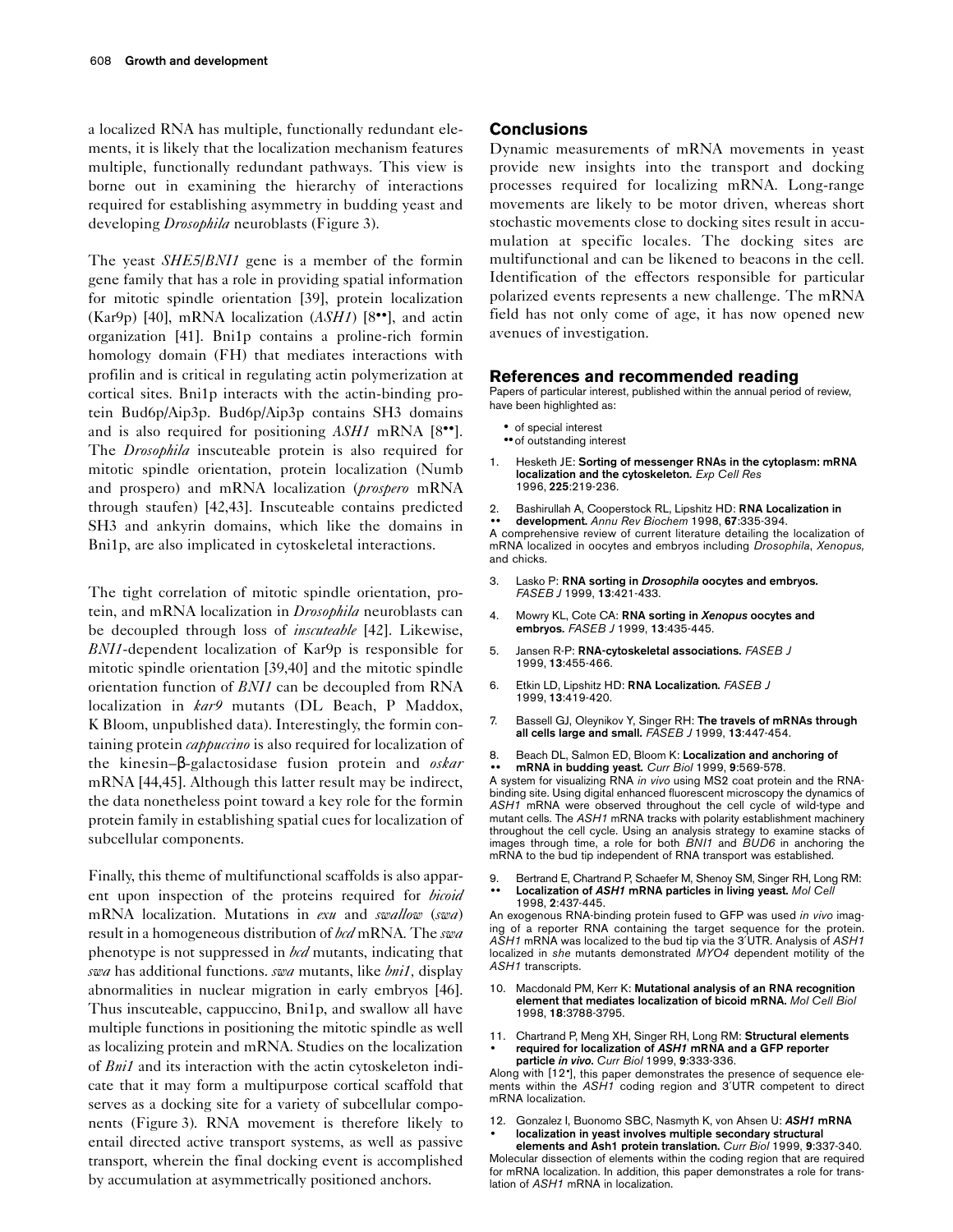a localized RNA has multiple, functionally redundant elements, it is likely that the localization mechanism features multiple, functionally redundant pathways. This view is borne out in examining the hierarchy of interactions required for establishing asymmetry in budding yeast and developing *Drosophila* neuroblasts (Figure 3).

The yeast *SHE5/BNI1* gene is a member of the formin gene family that has a role in providing spatial information for mitotic spindle orientation [39], protein localization (Kar9p) [40], mRNA localization (*ASH1*) [8••], and actin organization [41]. Bni1p contains a proline-rich formin homology domain (FH) that mediates interactions with profilin and is critical in regulating actin polymerization at cortical sites. Bni1p interacts with the actin-binding protein Bud6p/Aip3p. Bud6p/Aip3p contains SH3 domains and is also required for positioning *ASH1* mRNA [8••]. The *Drosophila* inscuteable protein is also required for mitotic spindle orientation, protein localization (Numb and prospero) and mRNA localization (*prospero* mRNA through staufen) [42,43]. Inscuteable contains predicted SH3 and ankyrin domains, which like the domains in Bni1p, are also implicated in cytoskeletal interactions.

The tight correlation of mitotic spindle orientation, protein, and mRNA localization in *Drosophila* neuroblasts can be decoupled through loss of *inscuteable* [42]. Likewise, *BNI1*-dependent localization of Kar9p is responsible for mitotic spindle orientation [39,40] and the mitotic spindle orientation function of *BNI1* can be decoupled from RNA localization in *kar9* mutants (DL Beach, P Maddox, K Bloom, unpublished data). Interestingly, the formin containing protein *cappuccino* is also required for localization of the kinesin–β-galactosidase fusion protein and *oskar* mRNA [44,45]. Although this latter result may be indirect, the data nonetheless point toward a key role for the formin protein family in establishing spatial cues for localization of subcellular components.

Finally, this theme of multifunctional scaffolds is also apparent upon inspection of the proteins required for *bicoid* mRNA localization. Mutations in *exu* and *swallow* (*swa*) result in a homogeneous distribution of *bcd* mRNA. The *swa* phenotype is not suppressed in *bcd* mutants, indicating that *swa* has additional functions. *swa* mutants, like *bni1*, display abnormalities in nuclear migration in early embryos [46]. Thus inscuteable, cappuccino, Bni1p, and swallow all have multiple functions in positioning the mitotic spindle as well as localizing protein and mRNA. Studies on the localization of *Bni1* and its interaction with the actin cytoskeleton indicate that it may form a multipurpose cortical scaffold that serves as a docking site for a variety of subcellular components (Figure 3). RNA movement is therefore likely to entail directed active transport systems, as well as passive transport, wherein the final docking event is accomplished by accumulation at asymmetrically positioned anchors.

## Conclusions

Dynamic measurements of mRNA movements in yeast provide new insights into the transport and docking processes required for localizing mRNA. Long-range movements are likely to be motor driven, whereas short stochastic movements close to docking sites result in accumulation at specific locales. The docking sites are multifunctional and can be likened to beacons in the cell. Identification of the effectors responsible for particular polarized events represents a new challenge. The mRNA field has not only come of age, it has now opened new avenues of investigation.

## References and recommended reading

Papers of particular interest, published within the annual period of review, have been highlighted as:

- • of special interest
- •• of outstanding interest

1. Hesketh JE: **Sorting of messenger RNAs in the cytoplasm: mRNA localization and the cytoskeleton.** *Exp Cell Res* 1996, **225**:219-236.

2. •• Bashirullah A, Cooperstock RL, Lipshitz HD: **RNA Localization in development.** *Annu Rev Biochem* 1998, **67**:335-394.
A comprehensive review of current literature detailing the localization of mRNA localized in oocytes and embryos including *Drosophila*, *Xenopus,* and chicks.

3. Lasko P: **RNA sorting in *Drosophila* oocytes and embryos.** *FASEB J* 1999, **13**:421-433.

4. Mowry KL, Cote CA: **RNA sorting in *Xenopus* oocytes and embryos.** *FASEB J* 1999, **13**:435-445.

5. Jansen R-P: **RNA-cytoskeletal associations.** *FASEB J* 1999, **13**:455-466.

6. Etkin LD, Lipshitz HD: **RNA Localization.** *FASEB J* 1999, **13**:419-420.

7. Bassell GJ, Oleynikov Y, Singer RH: **The travels of mRNAs through all cells large and small.** *FASEB J* 1999, **13**:447-454.

8. •• Beach DL, Salmon ED, Bloom K: **Localization and anchoring of mRNA in budding yeast.** *Curr Biol* 1999, **9**:569-578.
A system for visualizing RNA *in vivo* using MS2 coat protein and the RNA-binding site. Using digital enhanced fluorescent microscopy the dynamics of *ASH1* mRNA were observed throughout the cell cycle of wild-type and mutant cells. The *ASH1* mRNA tracks with polarity establishment machinery throughout the cell cycle. Using an analysis strategy to examine stacks of images through time, a role for both *BNI1* and *BUD6* in anchoring the mRNA to the bud tip independent of RNA transport was established.

9. •• Bertrand E, Chartrand P, Schaefer M, Shenoy SM, Singer RH, Long RM: **Localization of *ASH1* mRNA particles in living yeast.** *Mol Cell* 1998, **2**:437-445.
An exogenous RNA-binding protein fused to GFP was used *in vivo* imaging of a reporter RNA containing the target sequence for the protein. *ASH1* mRNA was localized to the bud tip via the 3′UTR. Analysis of *ASH1* localized in *she* mutants demonstrated *MYO4* dependent motility of the *ASH1* transcripts.

10. Macdonald PM, Kerr K: **Mutational analysis of an RNA recognition element that mediates localization of bicoid mRNA.** *Mol Cell Biol* 1998, **18**:3788-3795.

11. • Chartrand P, Meng XH, Singer RH, Long RM: **Structural elements required for localization of *ASH1* mRNA and a GFP reporter particle *in vivo*.** *Curr Biol* 1999, **9**:333-336.
Along with [12•], this paper demonstrates the presence of sequence elements within the *ASH1* coding region and 3′UTR competent to direct mRNA localization.

12. • Gonzalez I, Buonomo SBC, Nasmyth K, von Ahsen U: ***ASH1* mRNA localization in yeast involves multiple secondary structural elements and Ash1 protein translation.** *Curr Biol* 1999, **9**:337-340.
Molecular dissection of elements within the coding region that are required for mRNA localization. In addition, this paper demonstrates a role for translation of *ASH1* mRNA in localization.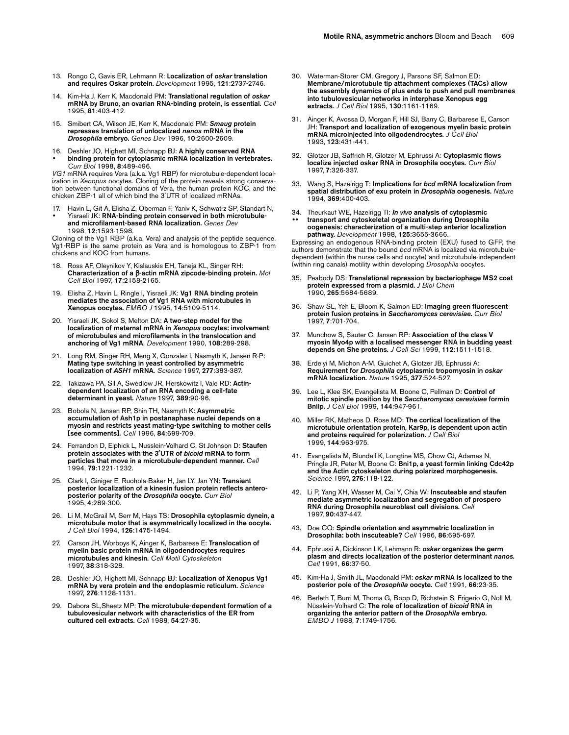13. Rongo C, Gavis ER, Lehmann R: **Localization of *oskar* translation and requires Oskar protein.** *Development* 1995, **121**:2737-2746.

14. Kim-Ha J, Kerr K, Macdonald PM: **Translational regulation of *oskar* mRNA by Bruno, an ovarian RNA-binding protein, is essential.** *Cell* 1995, **81**:403-412.

15. Smibert CA, Wilson JE, Kerr K, Macdonald PM: ***Smaug* protein represses translation of unlocalized *nanos* mRNA in the *Drosophila* embryo.** *Genes Dev* 1996, **10**:2600-2609.

16. • Deshler JO, Highett MI, Schnapp BJ: **A highly conserved RNA binding protein for cytoplasmic mRNA localization in vertebrates.** *Curr Biol* 1998, **8**:489-496.

*VG1* mRNA requires Vera (a.k.a. Vg1 RBP) for microtubule-dependent localization in *Xenopus* oocytes. Cloning of the protein reveals strong conservation between functional domains of Vera, the human protein KOC, and the chicken ZBP-1 all of which bind the 3′UTR of localized mRNAs.

17. • Havin L, Git A, Elisha Z, Oberman F, Yaniv K, Schwatrz SP, Standart N, Yisraeli JK: **RNA-binding protein conserved in both microtubule- and microfilament-based RNA localization.** *Genes Dev* 1998, **12**:1593-1598.

Cloning of the Vg1 RBP (a.k.a. Vera) and analysis of the peptide sequence. Vg1-RBP is the same protein as Vera and is homologous to ZBP-1 from chickens and KOC from humans.

18. Ross AF, Oleynikov Y, Kislauskis EH, Taneja KL, Singer RH: **Characterization of a β-actin mRNA zipcode-binding protein.** *Mol Cell Biol* 1997, **17**:2158-2165.

19. Elisha Z, Havin L, Ringle I, Yisraeli JK: **Vg1 RNA binding protein mediates the association of Vg1 RNA with microtubules in Xenopus oocytes.** *EMBO J* 1995, **14**:5109-5114.

20. Yisraeli JK, Sokol S, Melton DA: **A two-step model for the localization of maternal mRNA in *Xenopus* oocytes: involvement of microtubules and microfilaments in the translocation and anchoring of Vg1 mRNA**. *Development* 1990, **108**:289-298.

21. Long RM, Singer RH, Meng X, Gonzalez I, Nasmyth K, Jansen R-P: **Mating type switching in yeast controlled by asymmetric localization of *ASH1* mRNA.** *Science* 1997, **277**:383-387.

22. Takizawa PA, Sil A, Swedlow JR, Herskowitz I, Vale RD: **Actin-dependent localization of an RNA encoding a cell-fate determinant in yeast.** *Nature* 1997, **389**:90-96.

23. Bobola N, Jansen RP, Shin TH, Nasmyth K: **Asymmetric accumulation of Ash1p in postanaphase nuclei depends on a myosin and restricts yeast mating-type switching to mother cells [see comments].** *Cell* 1996, **84**:699-709.

24. Ferrandon D, Elphick L, Nusslein-Volhard C, St Johnson D: **Staufen protein associates with the 3′UTR of *bicoid* mRNA to form particles that move in a microtubule-dependent manner.** *Cell* 1994, **79**:1221-1232.

25. Clark I, Giniger E, Ruohola-Baker H, Jan LY, Jan YN: **Transient posterior localization of a kinesin fusion protein reflects antero-posterior polarity of the *Drosophila* oocyte.** *Curr Biol* 1995, **4**:289-300.

26. Li M, McGrail M, Serr M, Hays TS: ***Drosophila* cytoplasmic dynein, a microtubule motor that is asymmetrically localized in the oocyte.** *J Cell Biol* 1994, **126**:1475-1494.

27. Carson JH, Worboys K, Ainger K, Barbarese E: **Translocation of myelin basic protein mRNA in oligodendrocytes requires microtubules and kinesin.** *Cell Motil Cytoskeleton* 1997, **38**:318-328.

28. Deshler JO, Highett MI, Schnapp BJ: **Localization of Xenopus Vg1 mRNA by vera protein and the endoplasmic reticulum.** *Science* 1997, **276**:1128-1131.

29. Dabora SL,Sheetz MP: **The microtubule-dependent formation of a tubulovesicular network with characteristics of the ER from cultured cell extracts.** *Cell* 1988, **54**:27-35.

30. Waterman-Storer CM, Gregory J, Parsons SF, Salmon ED: **Membrane/microtubule tip attachment complexes (TACs) allow the assembly dynamics of plus ends to push and pull membranes into tubulovesicular networks in interphase Xenopus egg extracts.** *J Cell Biol* 1995, **130**:1161-1169.

31. Ainger K, Avossa D, Morgan F, Hill SJ, Barry C, Barbarese E, Carson JH: **Transport and localization of exogenous myelin basic protein mRNA microinjected into oligodendrocytes.** *J Cell Biol* 1993, **123**:431-441.

32. Glotzer JB, Saffrich R, Glotzer M, Ephrussi A: **Cytoplasmic flows localize injected oskar RNA in Drosophila oocytes.** *Curr Biol* 1997, **7**:326-337.

33. Wang S, Hazelrigg T: **Implications for *bcd* mRNA localization from spatial distribution of exu protein in *Drosophila* oogenesis.** *Nature* 1994, **369**:400-403.

34. •• Theurkauf WE, Hazelrigg TI: ***In vivo* analysis of cytoplasmic transport and cytoskeletal organization during Drosophila oogenesis: characterization of a multi-step anterior localization pathway.** *Development* 1998, **125**:3655-3666.

Expressing an endogenous RNA-binding protein (EXU) fused to GFP, the authors demonstrate that the bound *bcd* mRNA is localized via microtubule-dependent (within the nurse cells and oocyte) and microtubule-independent (within ring canals) motility within developing *Drosophila* oocytes.

35. Peabody DS: **Translational repression by bacteriophage MS2 coat protein expressed from a plasmid.** *J Biol Chem* 1990, **265**:5684-5689.

36. Shaw SL, Yeh E, Bloom K, Salmon ED: **Imaging green fluorescent protein fusion proteins in *Saccharomyces cerevisiae*.** *Curr Biol* 1997, **7**:701-704.

37. Munchow S, Sauter C, Jansen RP: **Association of the class V myosin Myo4p with a localised messenger RNA in budding yeast depends on She proteins.** *J Cell Sci* 1999, **112**:1511-1518.

38. Erdelyi M, Michon A-M, Guichet A, Glotzer JB, Ephrussi A: **Requirement for *Drosophila* cytoplasmic tropomyosin in *oskar* mRNA localization.** *Nature* 1995, **377**:524-527.

39. Lee L, Klee SK, Evangelista M, Boone C, Pellman D: **Control of mitotic spindle position by the *Saccharomyces cerevisiae* formin Bnilp.** *J Cell Biol* 1999, **144**:947-961.

40. Miller RK, Matheos D, Rose MD: **The cortical localization of the microtubule orientation protein, Kar9p, is dependent upon actin and proteins required for polarization.** *J Cell Biol* 1999, **144**:963-975.

41. Evangelista M, Blundell K, Longtine MS, Chow CJ, Adames N, Pringle JR, Peter M, Boone C: **Bni1p, a yeast formin linking Cdc42p and the Actin cytoskeleton during polarized morphogenesis.** *Science* 1997, **276**:118-122.

42. Li P, Yang XH, Wasser M, Cai Y, Chia W: **Inscuteable and staufen mediate asymmetric localization and segregation of prospero RNA during Drosophila neuroblast cell divisions.** *Cell* 1997, **90**:437-447.

43. Doe CQ: **Spindle orientation and asymmetric localization in Drosophila: both inscuteable?** *Cell* 1996, **86**:695-697.

44. Ephrussi A, Dickinson LK, Lehmann R: ***oskar* organizes the germ plasm and directs localization of the posterior determinant *nanos*.** *Cell* 1991, **66**:37-50.

45. Kim-Ha J, Smith JL, Macdonald PM: ***oskar* mRNA is localized to the posterior pole of the *Drosophila* oocyte.** *Cell* 1991, **66**:23-35.

46. Berleth T, Burri M, Thoma G, Bopp D, Richstein S, Frigerio G, Noll M, Nüsslein-Volhard C: **The role of localization of *bicoid* RNA in organizing the anterior pattern of the *Drosophila* embryo.** *EMBO J* 1988, **7**:1749-1756.